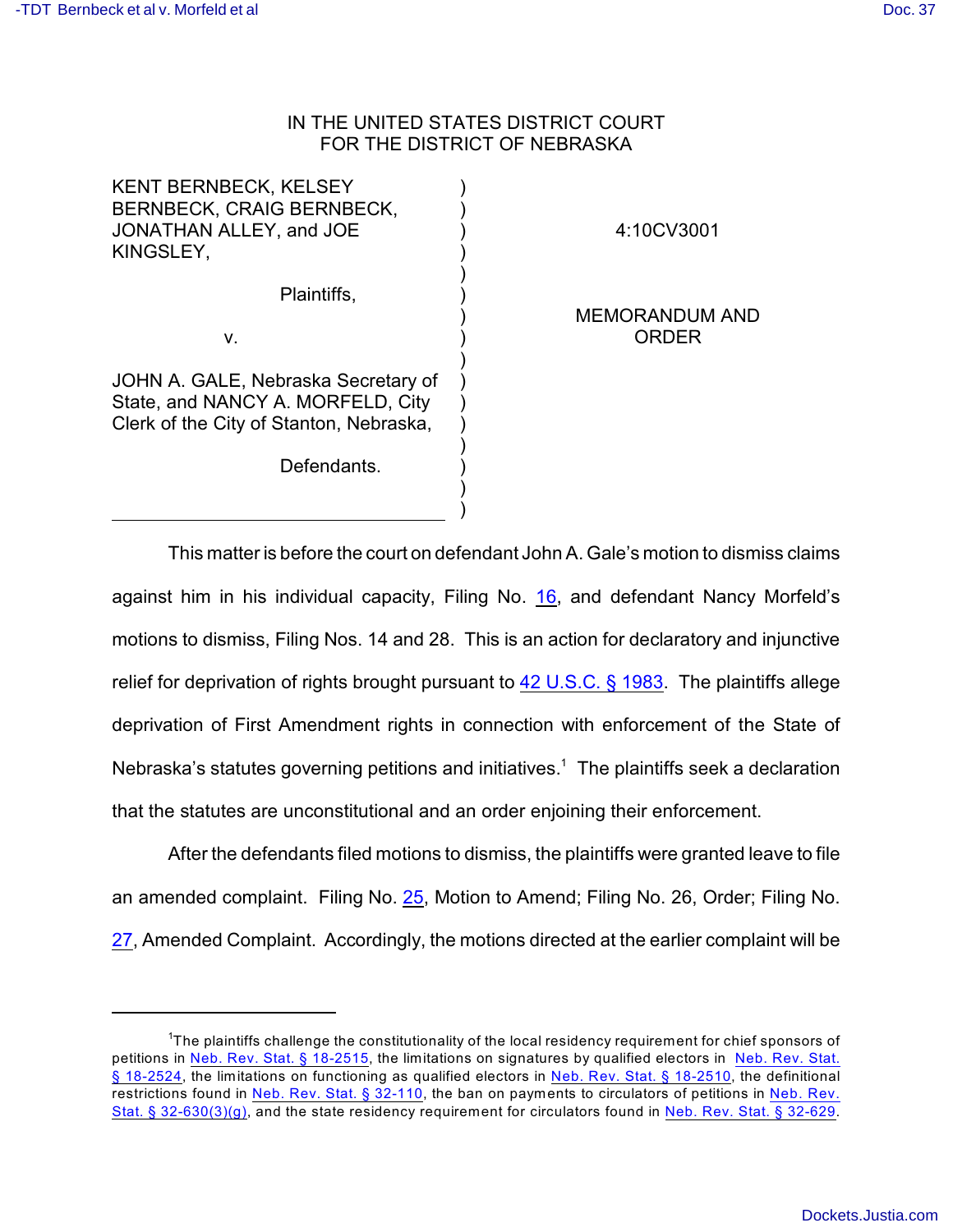IN THE UNITED STATES DISTRICT COURT
FOR THE DISTRICT OF NEBRASKA

| | | |
|---|---|---|
| KENT BERNBECK, KELSEY BERNBECK, CRAIG BERNBECK, JONATHAN ALLEY, and JOE KINGSLEY, | ) | 4:10CV3001 |
| Plaintiffs, | ) | |
| v. | ) | MEMORANDUM AND ORDER |
| JOHN A. GALE, Nebraska Secretary of State, and NANCY A. MORFELD, City Clerk of the City of Stanton, Nebraska, | ) | |
| Defendants. | ) | |

This matter is before the court on defendant John A. Gale's motion to dismiss claims against him in his individual capacity, Filing No. 16, and defendant Nancy Morfeld's motions to dismiss, Filing Nos. 14 and 28. This is an action for declaratory and injunctive relief for deprivation of rights brought pursuant to 42 U.S.C. § 1983. The plaintiffs allege deprivation of First Amendment rights in connection with enforcement of the State of Nebraska's statutes governing petitions and initiatives.[1] The plaintiffs seek a declaration that the statutes are unconstitutional and an order enjoining their enforcement.

After the defendants filed motions to dismiss, the plaintiffs were granted leave to file an amended complaint. Filing No. 25, Motion to Amend; Filing No. 26, Order; Filing No. 27, Amended Complaint. Accordingly, the motions directed at the earlier complaint will be

---

[1] The plaintiffs challenge the constitutionality of the local residency requirement for chief sponsors of petitions in Neb. Rev. Stat. § 18-2515, the limitations on signatures by qualified electors in Neb. Rev. Stat. § 18-2524, the limitations on functioning as qualified electors in Neb. Rev. Stat. § 18-2510, the definitional restrictions found in Neb. Rev. Stat. § 32-110, the ban on payments to circulators of petitions in Neb. Rev. Stat. § 32-630(3)(g), and the state residency requirement for circulators found in Neb. Rev. Stat. § 32-629.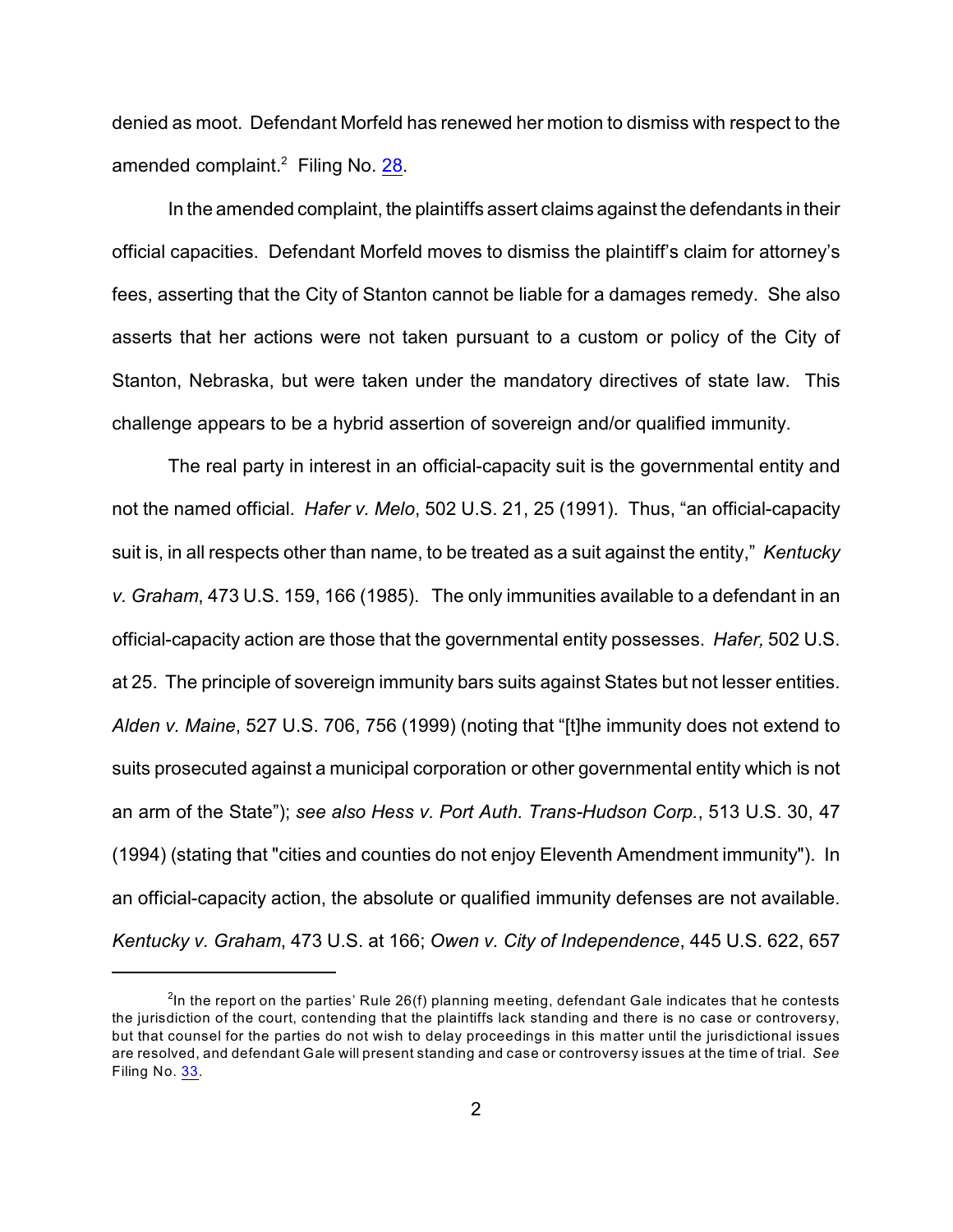denied as moot. Defendant Morfeld has renewed her motion to dismiss with respect to the amended complaint.[2] Filing No. 28.

In the amended complaint, the plaintiffs assert claims against the defendants in their official capacities. Defendant Morfeld moves to dismiss the plaintiff's claim for attorney's fees, asserting that the City of Stanton cannot be liable for a damages remedy. She also asserts that her actions were not taken pursuant to a custom or policy of the City of Stanton, Nebraska, but were taken under the mandatory directives of state law. This challenge appears to be a hybrid assertion of sovereign and/or qualified immunity.

The real party in interest in an official-capacity suit is the governmental entity and not the named official. *Hafer v. Melo*, 502 U.S. 21, 25 (1991). Thus, "an official-capacity suit is, in all respects other than name, to be treated as a suit against the entity," *Kentucky v. Graham*, 473 U.S. 159, 166 (1985). The only immunities available to a defendant in an official-capacity action are those that the governmental entity possesses. *Hafer,* 502 U.S. at 25. The principle of sovereign immunity bars suits against States but not lesser entities. *Alden v. Maine*, 527 U.S. 706, 756 (1999) (noting that "[t]he immunity does not extend to suits prosecuted against a municipal corporation or other governmental entity which is not an arm of the State"); *see also Hess v. Port Auth. Trans-Hudson Corp.*, 513 U.S. 30, 47 (1994) (stating that "cities and counties do not enjoy Eleventh Amendment immunity"). In an official-capacity action, the absolute or qualified immunity defenses are not available. *Kentucky v. Graham*, 473 U.S. at 166; *Owen v. City of Independence*, 445 U.S. 622, 657

[2] In the report on the parties' Rule 26(f) planning meeting, defendant Gale indicates that he contests the jurisdiction of the court, contending that the plaintiffs lack standing and there is no case or controversy, but that counsel for the parties do not wish to delay proceedings in this matter until the jurisdictional issues are resolved, and defendant Gale will present standing and case or controversy issues at the time of trial. *See* Filing No. 33.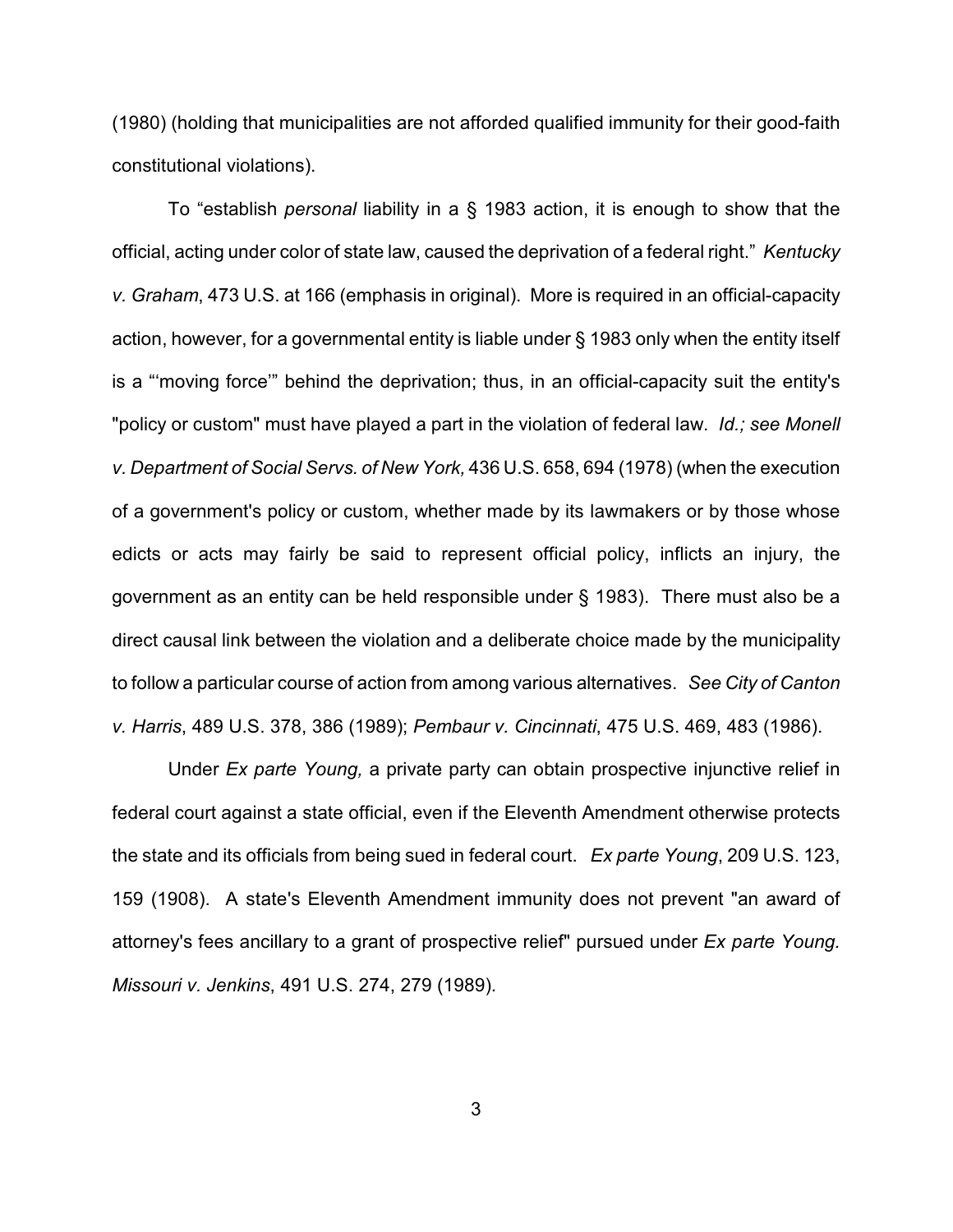(1980) (holding that municipalities are not afforded qualified immunity for their good-faith constitutional violations).

To "establish *personal* liability in a § 1983 action, it is enough to show that the official, acting under color of state law, caused the deprivation of a federal right." *Kentucky v. Graham*, 473 U.S. at 166 (emphasis in original). More is required in an official-capacity action, however, for a governmental entity is liable under § 1983 only when the entity itself is a "'moving force'" behind the deprivation; thus, in an official-capacity suit the entity's "policy or custom" must have played a part in the violation of federal law. *Id.; see Monell v. Department of Social Servs. of New York,* 436 U.S. 658, 694 (1978) (when the execution of a government's policy or custom, whether made by its lawmakers or by those whose edicts or acts may fairly be said to represent official policy, inflicts an injury, the government as an entity can be held responsible under § 1983). There must also be a direct causal link between the violation and a deliberate choice made by the municipality to follow a particular course of action from among various alternatives. *See City of Canton v. Harris*, 489 U.S. 378, 386 (1989); *Pembaur v. Cincinnati*, 475 U.S. 469, 483 (1986).

Under *Ex parte Young,* a private party can obtain prospective injunctive relief in federal court against a state official, even if the Eleventh Amendment otherwise protects the state and its officials from being sued in federal court. *Ex parte Young*, 209 U.S. 123, 159 (1908). A state's Eleventh Amendment immunity does not prevent "an award of attorney's fees ancillary to a grant of prospective relief" pursued under *Ex parte Young. Missouri v. Jenkins*, 491 U.S. 274, 279 (1989).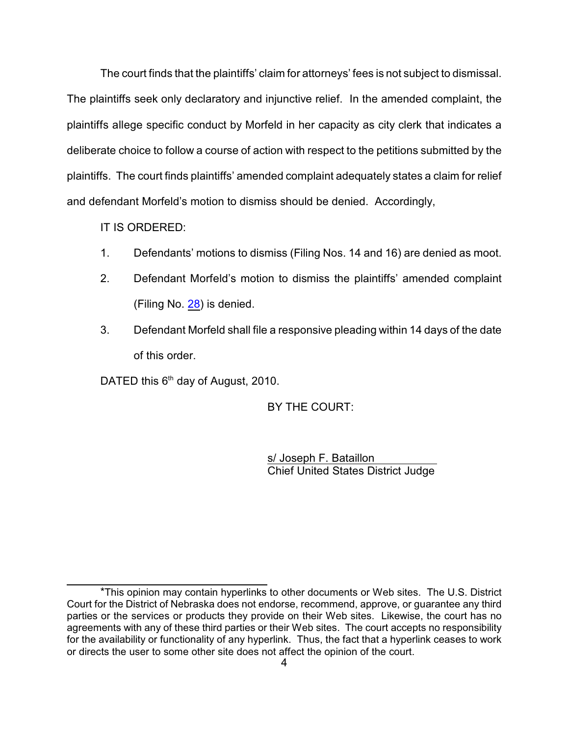The court finds that the plaintiffs' claim for attorneys' fees is not subject to dismissal. The plaintiffs seek only declaratory and injunctive relief. In the amended complaint, the plaintiffs allege specific conduct by Morfeld in her capacity as city clerk that indicates a deliberate choice to follow a course of action with respect to the petitions submitted by the plaintiffs. The court finds plaintiffs' amended complaint adequately states a claim for relief and defendant Morfeld's motion to dismiss should be denied. Accordingly,

IT IS ORDERED:

1. Defendants' motions to dismiss (Filing Nos. 14 and 16) are denied as moot.
2. Defendant Morfeld's motion to dismiss the plaintiffs' amended complaint (Filing No. 28) is denied.
3. Defendant Morfeld shall file a responsive pleading within 14 days of the date of this order.

DATED this 6th day of August, 2010.

BY THE COURT:

s/ Joseph F. Bataillon
Chief United States District Judge

*This opinion may contain hyperlinks to other documents or Web sites. The U.S. District Court for the District of Nebraska does not endorse, recommend, approve, or guarantee any third parties or the services or products they provide on their Web sites. Likewise, the court has no agreements with any of these third parties or their Web sites. The court accepts no responsibility for the availability or functionality of any hyperlink. Thus, the fact that a hyperlink ceases to work or directs the user to some other site does not affect the opinion of the court.